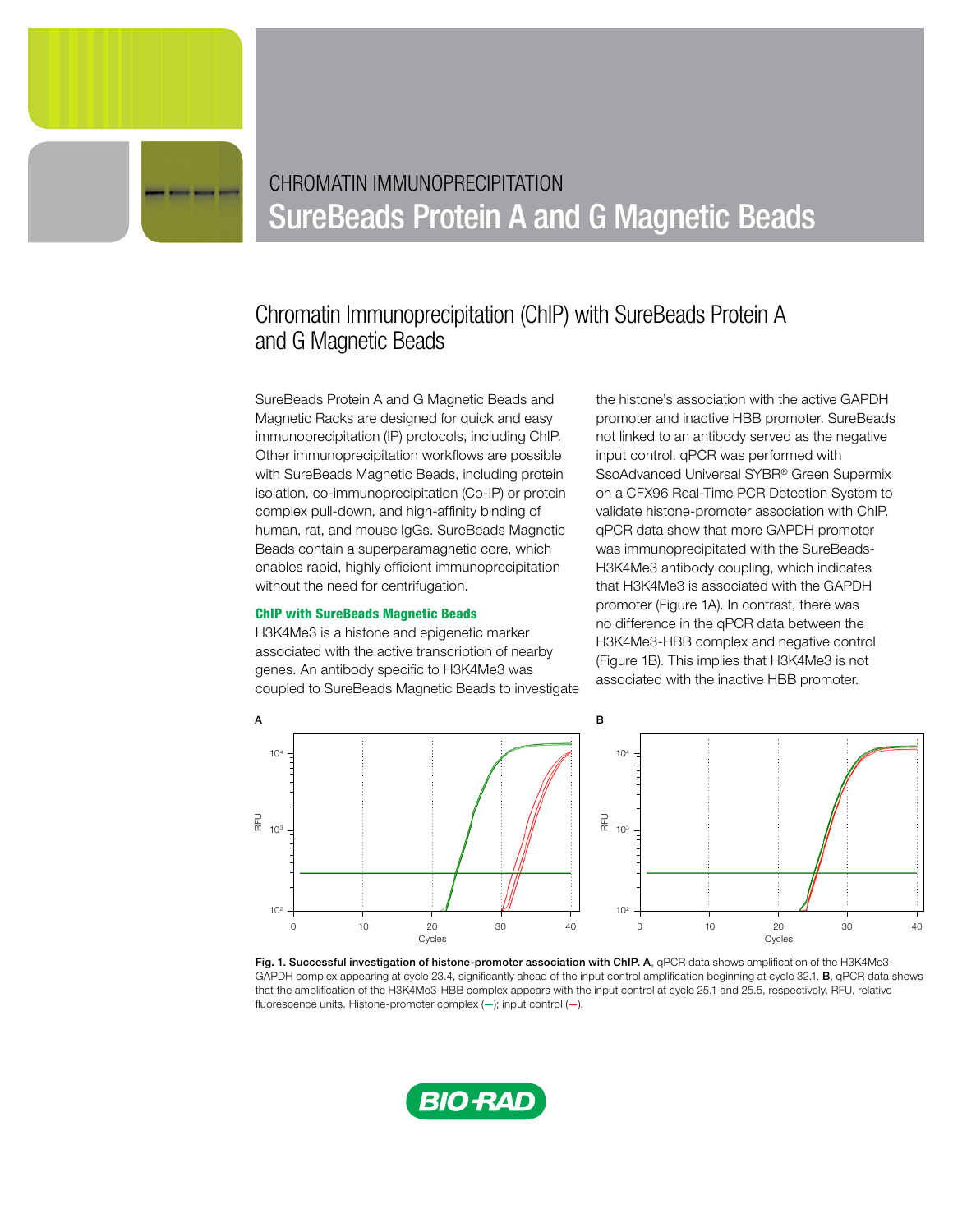CHROMATIN IMMUNOPRECIPITATION

# SureBeads Protein A and G Magnetic Beads

## Chromatin Immunoprecipitation (ChIP) with SureBeads Protein A and G Magnetic Beads

SureBeads Protein A and G Magnetic Beads and Magnetic Racks are designed for quick and easy immunoprecipitation (IP) protocols, including ChIP. Other immunoprecipitation workflows are possible with SureBeads Magnetic Beads, including protein isolation, co-immunoprecipitation (Co-IP) or protein complex pull-down, and high-affinity binding of human, rat, and mouse IgGs. SureBeads Magnetic Beads contain a superparamagnetic core, which enables rapid, highly efficient immunoprecipitation without the need for centrifugation.

### ChIP with SureBeads Magnetic Beads

H3K4Me3 is a histone and epigenetic marker associated with the active transcription of nearby genes. An antibody specific to H3K4Me3 was coupled to SureBeads Magnetic Beads to investigate the histone's association with the active GAPDH promoter and inactive HBB promoter. SureBeads not linked to an antibody served as the negative input control. qPCR was performed with SsoAdvanced Universal SYBR® Green Supermix on a CFX96 Real-Time PCR Detection System to validate histone-promoter association with ChIP. qPCR data show that more GAPDH promoter was immunoprecipitated with the SureBeads-H3K4Me3 antibody coupling, which indicates that H3K4Me3 is associated with the GAPDH promoter (Figure 1A). In contrast, there was no difference in the qPCR data between the H3K4Me3-HBB complex and negative control (Figure 1B). This implies that H3K4Me3 is not associated with the inactive HBB promoter.

**Fig. 1. Successful investigation of histone-promoter association with ChIP. A**, qPCR data shows amplification of the H3K4Me3-GAPDH complex appearing at cycle 23.4, significantly ahead of the input control amplification beginning at cycle 32.1. **B**, qPCR data shows that the amplification of the H3K4Me3-HBB complex appears with the input control at cycle 25.1 and 25.5, respectively. RFU, relative fluorescence units. Histone-promoter complex (—); input control (—).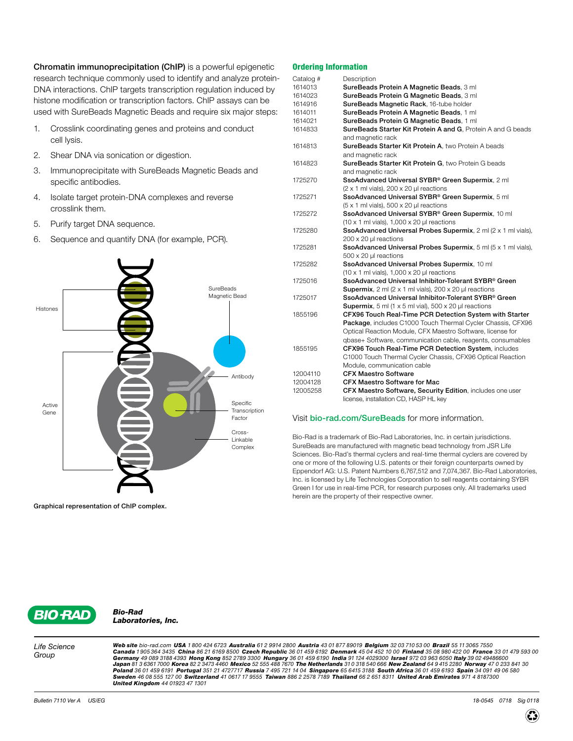**Chromatin immunoprecipitation (ChIP)** is a powerful epigenetic research technique commonly used to identify and analyze protein-DNA interactions. ChIP targets transcription regulation induced by histone modification or transcription factors. ChIP assays can be used with SureBeads Magnetic Beads and require six major steps:

1. Crosslink coordinating genes and proteins and conduct cell lysis.
2. Shear DNA via sonication or digestion.
3. Immunoprecipitate with SureBeads Magnetic Beads and specific antibodies.
4. Isolate target protein-DNA complexes and reverse crosslink them.
5. Purify target DNA sequence.
6. Sequence and quantify DNA (for example, PCR).

Histones

SureBeads Magnetic Bead

Antibody

Active Gene

Specific Transcription Factor

Cross-Linkable Complex

Graphical representation of ChIP complex.

## Ordering Information

| Catalog # | Description |
|---|---|
| 1614013 | **SureBeads Protein A Magnetic Beads**, 3 ml |
| 1614023 | **SureBeads Protein G Magnetic Beads**, 3 ml |
| 1614916 | **SureBeads Magnetic Rack**, 16-tube holder |
| 1614011 | **SureBeads Protein A Magnetic Beads**, 1 ml |
| 1614021 | **SureBeads Protein G Magnetic Beads**, 1 ml |
| 1614833 | **SureBeads Starter Kit Protein A and G**, Protein A and G beads and magnetic rack |
| 1614813 | **SureBeads Starter Kit Protein A**, two Protein A beads and magnetic rack |
| 1614823 | **SureBeads Starter Kit Protein G**, two Protein G beads and magnetic rack |
| 1725270 | **SsoAdvanced Universal SYBR® Green Supermix**, 2 ml (2 x 1 ml vials), 200 x 20 µl reactions |
| 1725271 | **SsoAdvanced Universal SYBR® Green Supermix**, 5 ml (5 x 1 ml vials), 500 x 20 µl reactions |
| 1725272 | **SsoAdvanced Universal SYBR® Green Supermix**, 10 ml (10 x 1 ml vials), 1,000 x 20 µl reactions |
| 1725280 | **SsoAdvanced Universal Probes Supermix**, 2 ml (2 x 1 ml vials), 200 x 20 µl reactions |
| 1725281 | **SsoAdvanced Universal Probes Supermix**, 5 ml (5 x 1 ml vials), 500 x 20 µl reactions |
| 1725282 | **SsoAdvanced Universal Probes Supermix**, 10 ml (10 x 1 ml vials), 1,000 x 20 µl reactions |
| 1725016 | **SsoAdvanced Universal Inhibitor-Tolerant SYBR® Green Supermix**, 2 ml (2 x 1 ml vials), 200 x 20 µl reactions |
| 1725017 | **SsoAdvanced Universal Inhibitor-Tolerant SYBR® Green Supermix**, 5 ml (1 x 5 ml vial), 500 x 20 µl reactions |
| 1855196 | **CFX96 Touch Real-Time PCR Detection System with Starter Package**, includes C1000 Touch Thermal Cycler Chassis, CFX96 Optical Reaction Module, CFX Maestro Software, license for qbase+ Software, communication cable, reagents, consumables |
| 1855195 | **CFX96 Touch Real-Time PCR Detection System**, includes C1000 Touch Thermal Cycler Chassis, CFX96 Optical Reaction Module, communication cable |
| 12004110 | **CFX Maestro Software** |
| 12004128 | **CFX Maestro Software for Mac** |
| 12005258 | **CFX Maestro Software, Security Edition**, includes one user license, installation CD, HASP HL key |

Visit bio-rad.com/SureBeads for more information.

Bio-Rad is a trademark of Bio-Rad Laboratories, Inc. in certain jurisdictions. SureBeads are manufactured with magnetic bead technology from JSR Life Sciences. Bio-Rad's thermal cyclers and real-time thermal cyclers are covered by one or more of the following U.S. patents or their foreign counterparts owned by Eppendorf AG: U.S. Patent Numbers 6,767,512 and 7,074,367. Bio-Rad Laboratories, Inc. is licensed by Life Technologies Corporation to sell reagents containing SYBR Green I for use in real-time PCR, for research purposes only. All trademarks used herein are the property of their respective owner.

BIO-RAD

***Bio-Rad Laboratories, Inc.***

*Life Science Group*

***Web site*** *bio-rad.com* ***USA*** *1 800 424 6723* ***Australia*** *61 2 9914 2800* ***Austria*** *43 01 877 89019* ***Belgium*** *32 03 710 53 00* ***Brazil*** *55 11 3065 7550* ***Canada*** *1 905 364 3435* ***China*** *86 21 6169 8500* ***Czech Republic*** *36 01 459 6192* ***Denmark*** *45 04 452 10 00* ***Finland*** *35 08 980 422 00* ***France*** *33 01 479 593 00* ***Germany*** *49 089 3188 4393* ***Hong Kong*** *852 2789 3300* ***Hungary*** *36 01 459 6190* ***India*** *91 124 4029300* ***Israel*** *972 03 963 6050* ***Italy*** *39 02 49486600* ***Japan*** *81 3 6361 7000* ***Korea*** *82 2 3473 4460* ***Mexico*** *52 555 488 7670* ***The Netherlands*** *31 0 318 540 666* ***New Zealand*** *64 9 415 2280* ***Norway*** *47 0 233 841 30* ***Poland*** *36 01 459 6191* ***Portugal*** *351 21 4727717* ***Russia*** *7 495 721 14 04* ***Singapore*** *65 6415 3188* ***South Africa*** *36 01 459 6193* ***Spain*** *34 091 49 06 580* ***Sweden*** *46 08 555 127 00* ***Switzerland*** *41 0617 17 9555* ***Taiwan*** *886 2 2578 7189* ***Thailand*** *66 2 651 8311* ***United Arab Emirates*** *971 4 8187300* ***United Kingdom*** *44 01923 47 1301*

*Bulletin 7110 Ver A US/EG*

*18-0545 0718 Sig 0118*